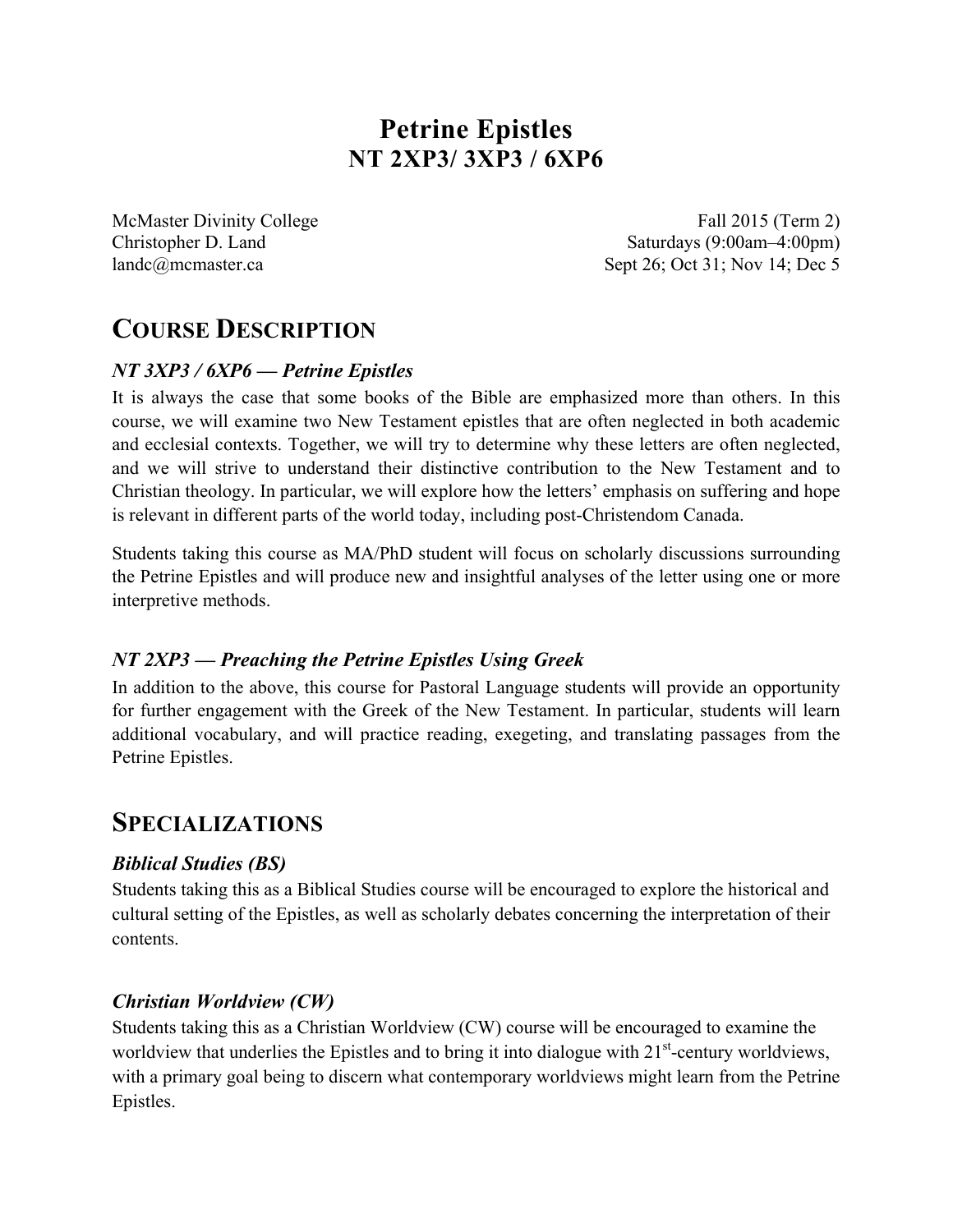# Petrine Epistles
## NT 2XP3/ 3XP3 / 6XP6

McMaster Divinity College
Christopher D. Land
landc@mcmaster.ca

Fall 2015 (Term 2)
Saturdays (9:00am–4:00pm)
Sept 26; Oct 31; Nov 14; Dec 5

## COURSE DESCRIPTION

### *NT 3XP3 / 6XP6 — Petrine Epistles*

It is always the case that some books of the Bible are emphasized more than others. In this course, we will examine two New Testament epistles that are often neglected in both academic and ecclesial contexts. Together, we will try to determine why these letters are often neglected, and we will strive to understand their distinctive contribution to the New Testament and to Christian theology. In particular, we will explore how the letters' emphasis on suffering and hope is relevant in different parts of the world today, including post-Christendom Canada.

Students taking this course as MA/PhD student will focus on scholarly discussions surrounding the Petrine Epistles and will produce new and insightful analyses of the letter using one or more interpretive methods.

### *NT 2XP3 — Preaching the Petrine Epistles Using Greek*

In addition to the above, this course for Pastoral Language students will provide an opportunity for further engagement with the Greek of the New Testament. In particular, students will learn additional vocabulary, and will practice reading, exegeting, and translating passages from the Petrine Epistles.

## SPECIALIZATIONS

### *Biblical Studies (BS)*

Students taking this as a Biblical Studies course will be encouraged to explore the historical and cultural setting of the Epistles, as well as scholarly debates concerning the interpretation of their contents.

### *Christian Worldview (CW)*

Students taking this as a Christian Worldview (CW) course will be encouraged to examine the worldview that underlies the Epistles and to bring it into dialogue with 21st-century worldviews, with a primary goal being to discern what contemporary worldviews might learn from the Petrine Epistles.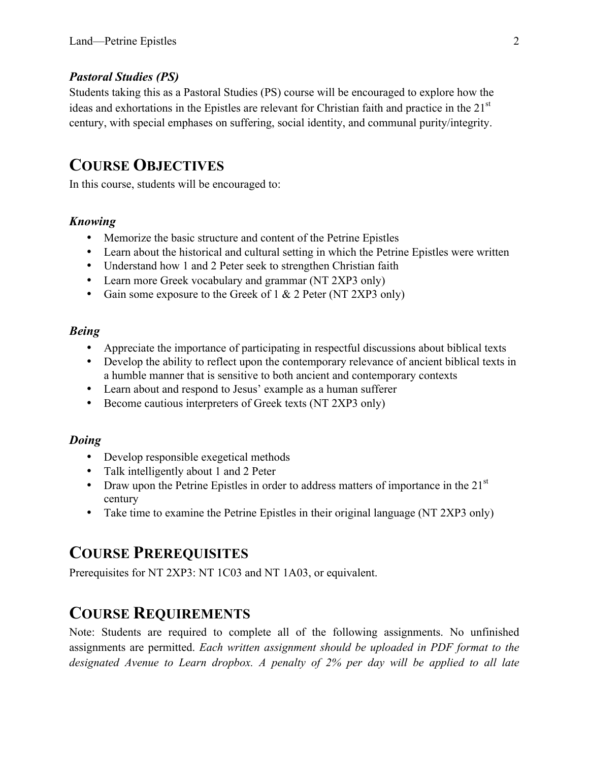### *Pastoral Studies (PS)*

Students taking this as a Pastoral Studies (PS) course will be encouraged to explore how the ideas and exhortations in the Epistles are relevant for Christian faith and practice in the 21st century, with special emphases on suffering, social identity, and communal purity/integrity.

## COURSE OBJECTIVES

In this course, students will be encouraged to:

### *Knowing*

- Memorize the basic structure and content of the Petrine Epistles
- Learn about the historical and cultural setting in which the Petrine Epistles were written
- Understand how 1 and 2 Peter seek to strengthen Christian faith
- Learn more Greek vocabulary and grammar (NT 2XP3 only)
- Gain some exposure to the Greek of 1 & 2 Peter (NT 2XP3 only)

### *Being*

- Appreciate the importance of participating in respectful discussions about biblical texts
- Develop the ability to reflect upon the contemporary relevance of ancient biblical texts in a humble manner that is sensitive to both ancient and contemporary contexts
- Learn about and respond to Jesus' example as a human sufferer
- Become cautious interpreters of Greek texts (NT 2XP3 only)

### *Doing*

- Develop responsible exegetical methods
- Talk intelligently about 1 and 2 Peter
- Draw upon the Petrine Epistles in order to address matters of importance in the 21st century
- Take time to examine the Petrine Epistles in their original language (NT 2XP3 only)

## COURSE PREREQUISITES

Prerequisites for NT 2XP3: NT 1C03 and NT 1A03, or equivalent.

## COURSE REQUIREMENTS

Note: Students are required to complete all of the following assignments. No unfinished assignments are permitted. *Each written assignment should be uploaded in PDF format to the designated Avenue to Learn dropbox. A penalty of 2% per day will be applied to all late*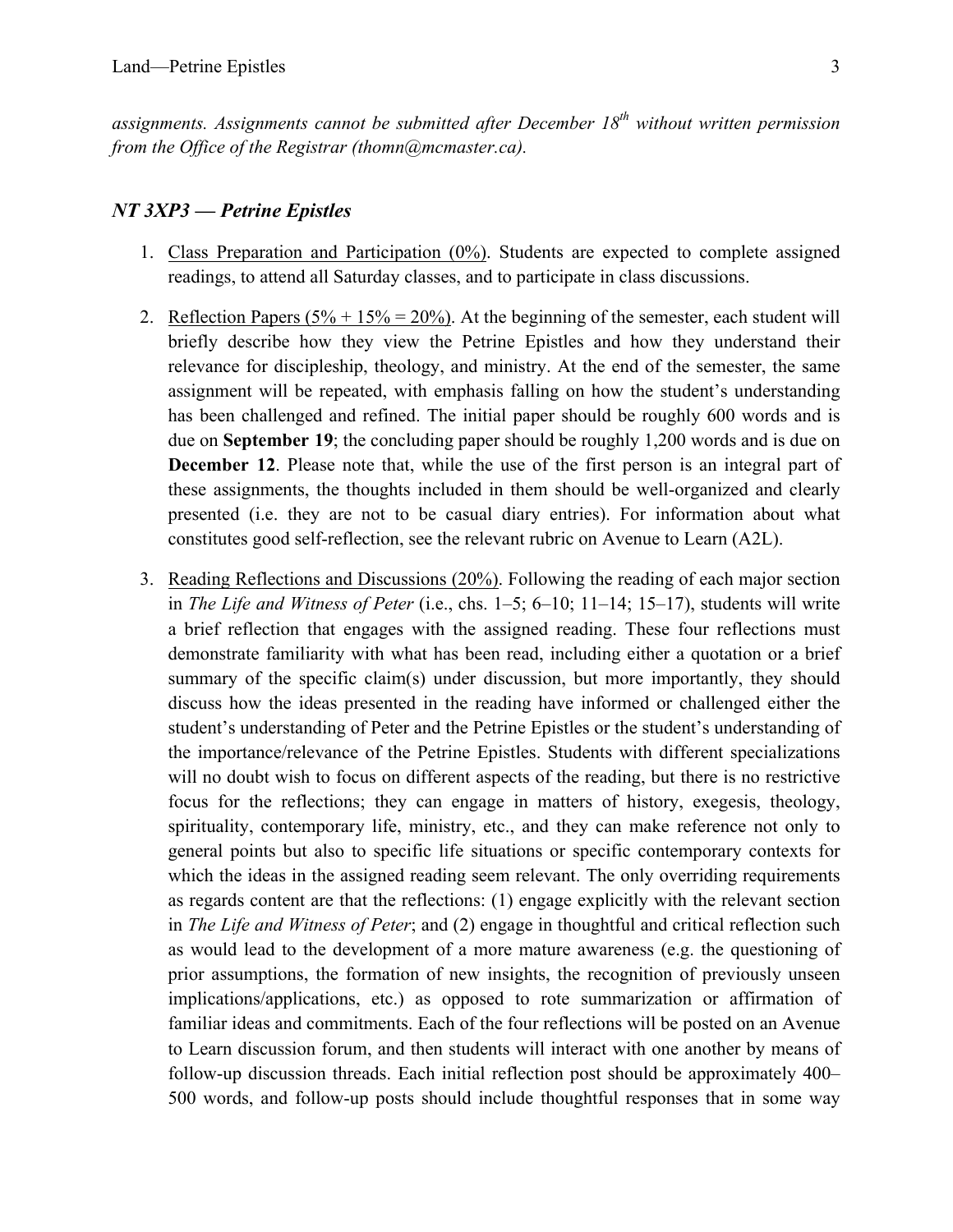*assignments. Assignments cannot be submitted after December 18th without written permission from the Office of the Registrar (thomn@mcmaster.ca).*

### *NT 3XP3 — Petrine Epistles*

1. <u>Class Preparation and Participation (0%)</u>. Students are expected to complete assigned readings, to attend all Saturday classes, and to participate in class discussions.

2. <u>Reflection Papers (5% + 15% = 20%)</u>. At the beginning of the semester, each student will briefly describe how they view the Petrine Epistles and how they understand their relevance for discipleship, theology, and ministry. At the end of the semester, the same assignment will be repeated, with emphasis falling on how the student's understanding has been challenged and refined. The initial paper should be roughly 600 words and is due on **September 19**; the concluding paper should be roughly 1,200 words and is due on **December 12**. Please note that, while the use of the first person is an integral part of these assignments, the thoughts included in them should be well-organized and clearly presented (i.e. they are not to be casual diary entries). For information about what constitutes good self-reflection, see the relevant rubric on Avenue to Learn (A2L).

3. <u>Reading Reflections and Discussions (20%)</u>. Following the reading of each major section in *The Life and Witness of Peter* (i.e., chs. 1–5; 6–10; 11–14; 15–17), students will write a brief reflection that engages with the assigned reading. These four reflections must demonstrate familiarity with what has been read, including either a quotation or a brief summary of the specific claim(s) under discussion, but more importantly, they should discuss how the ideas presented in the reading have informed or challenged either the student's understanding of Peter and the Petrine Epistles or the student's understanding of the importance/relevance of the Petrine Epistles. Students with different specializations will no doubt wish to focus on different aspects of the reading, but there is no restrictive focus for the reflections; they can engage in matters of history, exegesis, theology, spirituality, contemporary life, ministry, etc., and they can make reference not only to general points but also to specific life situations or specific contemporary contexts for which the ideas in the assigned reading seem relevant. The only overriding requirements as regards content are that the reflections: (1) engage explicitly with the relevant section in *The Life and Witness of Peter*; and (2) engage in thoughtful and critical reflection such as would lead to the development of a more mature awareness (e.g. the questioning of prior assumptions, the formation of new insights, the recognition of previously unseen implications/applications, etc.) as opposed to rote summarization or affirmation of familiar ideas and commitments. Each of the four reflections will be posted on an Avenue to Learn discussion forum, and then students will interact with one another by means of follow-up discussion threads. Each initial reflection post should be approximately 400–500 words, and follow-up posts should include thoughtful responses that in some way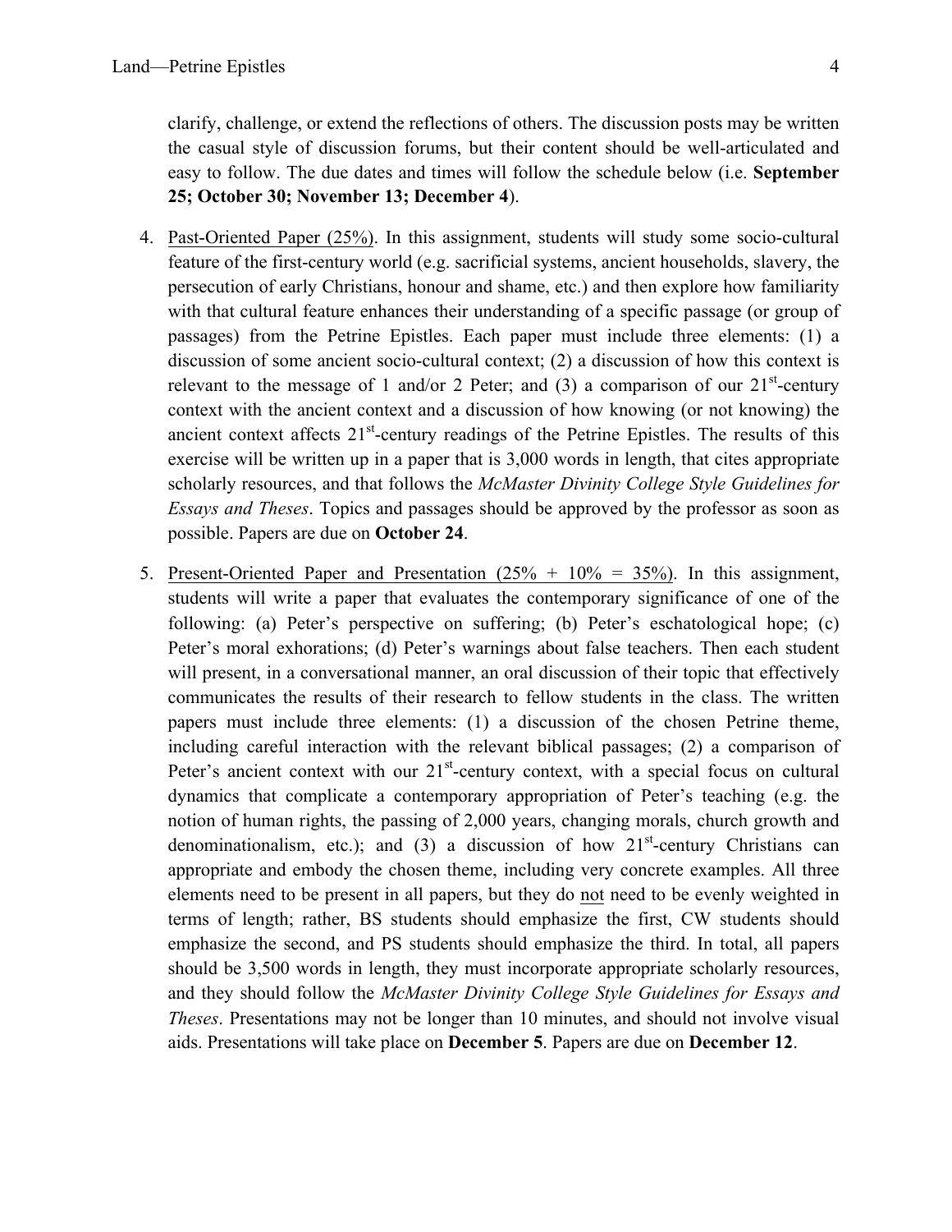clarify, challenge, or extend the reflections of others. The discussion posts may be written the casual style of discussion forums, but their content should be well-articulated and easy to follow. The due dates and times will follow the schedule below (i.e. **September 25; October 30; November 13; December 4**).

4. Past-Oriented Paper (25%). In this assignment, students will study some socio-cultural feature of the first-century world (e.g. sacrificial systems, ancient households, slavery, the persecution of early Christians, honour and shame, etc.) and then explore how familiarity with that cultural feature enhances their understanding of a specific passage (or group of passages) from the Petrine Epistles. Each paper must include three elements: (1) a discussion of some ancient socio-cultural context; (2) a discussion of how this context is relevant to the message of 1 and/or 2 Peter; and (3) a comparison of our 21st-century context with the ancient context and a discussion of how knowing (or not knowing) the ancient context affects 21st-century readings of the Petrine Epistles. The results of this exercise will be written up in a paper that is 3,000 words in length, that cites appropriate scholarly resources, and that follows the *McMaster Divinity College Style Guidelines for Essays and Theses*. Topics and passages should be approved by the professor as soon as possible. Papers are due on **October 24**.

5. Present-Oriented Paper and Presentation (25% + 10% = 35%). In this assignment, students will write a paper that evaluates the contemporary significance of one of the following: (a) Peter's perspective on suffering; (b) Peter's eschatological hope; (c) Peter's moral exhorations; (d) Peter's warnings about false teachers. Then each student will present, in a conversational manner, an oral discussion of their topic that effectively communicates the results of their research to fellow students in the class. The written papers must include three elements: (1) a discussion of the chosen Petrine theme, including careful interaction with the relevant biblical passages; (2) a comparison of Peter's ancient context with our 21st-century context, with a special focus on cultural dynamics that complicate a contemporary appropriation of Peter's teaching (e.g. the notion of human rights, the passing of 2,000 years, changing morals, church growth and denominationalism, etc.); and (3) a discussion of how 21st-century Christians can appropriate and embody the chosen theme, including very concrete examples. All three elements need to be present in all papers, but they do not need to be evenly weighted in terms of length; rather, BS students should emphasize the first, CW students should emphasize the second, and PS students should emphasize the third. In total, all papers should be 3,500 words in length, they must incorporate appropriate scholarly resources, and they should follow the *McMaster Divinity College Style Guidelines for Essays and Theses*. Presentations may not be longer than 10 minutes, and should not involve visual aids. Presentations will take place on **December 5**. Papers are due on **December 12**.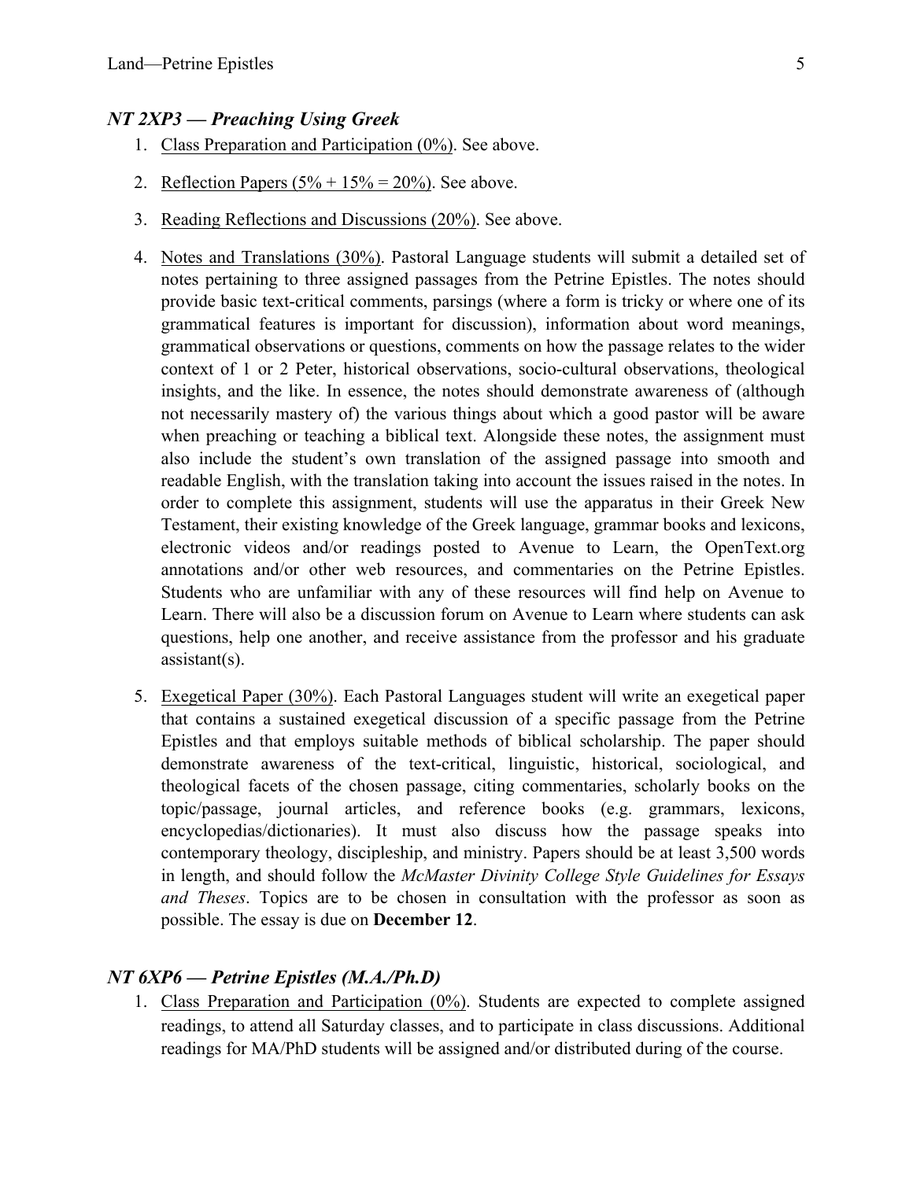### *NT 2XP3 — Preaching Using Greek*

1. Class Preparation and Participation (0%). See above.

2. Reflection Papers (5% + 15% = 20%). See above.

3. Reading Reflections and Discussions (20%). See above.

4. Notes and Translations (30%). Pastoral Language students will submit a detailed set of notes pertaining to three assigned passages from the Petrine Epistles. The notes should provide basic text-critical comments, parsings (where a form is tricky or where one of its grammatical features is important for discussion), information about word meanings, grammatical observations or questions, comments on how the passage relates to the wider context of 1 or 2 Peter, historical observations, socio-cultural observations, theological insights, and the like. In essence, the notes should demonstrate awareness of (although not necessarily mastery of) the various things about which a good pastor will be aware when preaching or teaching a biblical text. Alongside these notes, the assignment must also include the student's own translation of the assigned passage into smooth and readable English, with the translation taking into account the issues raised in the notes. In order to complete this assignment, students will use the apparatus in their Greek New Testament, their existing knowledge of the Greek language, grammar books and lexicons, electronic videos and/or readings posted to Avenue to Learn, the OpenText.org annotations and/or other web resources, and commentaries on the Petrine Epistles. Students who are unfamiliar with any of these resources will find help on Avenue to Learn. There will also be a discussion forum on Avenue to Learn where students can ask questions, help one another, and receive assistance from the professor and his graduate assistant(s).

5. Exegetical Paper (30%). Each Pastoral Languages student will write an exegetical paper that contains a sustained exegetical discussion of a specific passage from the Petrine Epistles and that employs suitable methods of biblical scholarship. The paper should demonstrate awareness of the text-critical, linguistic, historical, sociological, and theological facets of the chosen passage, citing commentaries, scholarly books on the topic/passage, journal articles, and reference books (e.g. grammars, lexicons, encyclopedias/dictionaries). It must also discuss how the passage speaks into contemporary theology, discipleship, and ministry. Papers should be at least 3,500 words in length, and should follow the *McMaster Divinity College Style Guidelines for Essays and Theses*. Topics are to be chosen in consultation with the professor as soon as possible. The essay is due on **December 12**.

### *NT 6XP6 — Petrine Epistles (M.A./Ph.D)*

1. Class Preparation and Participation (0%). Students are expected to complete assigned readings, to attend all Saturday classes, and to participate in class discussions. Additional readings for MA/PhD students will be assigned and/or distributed during of the course.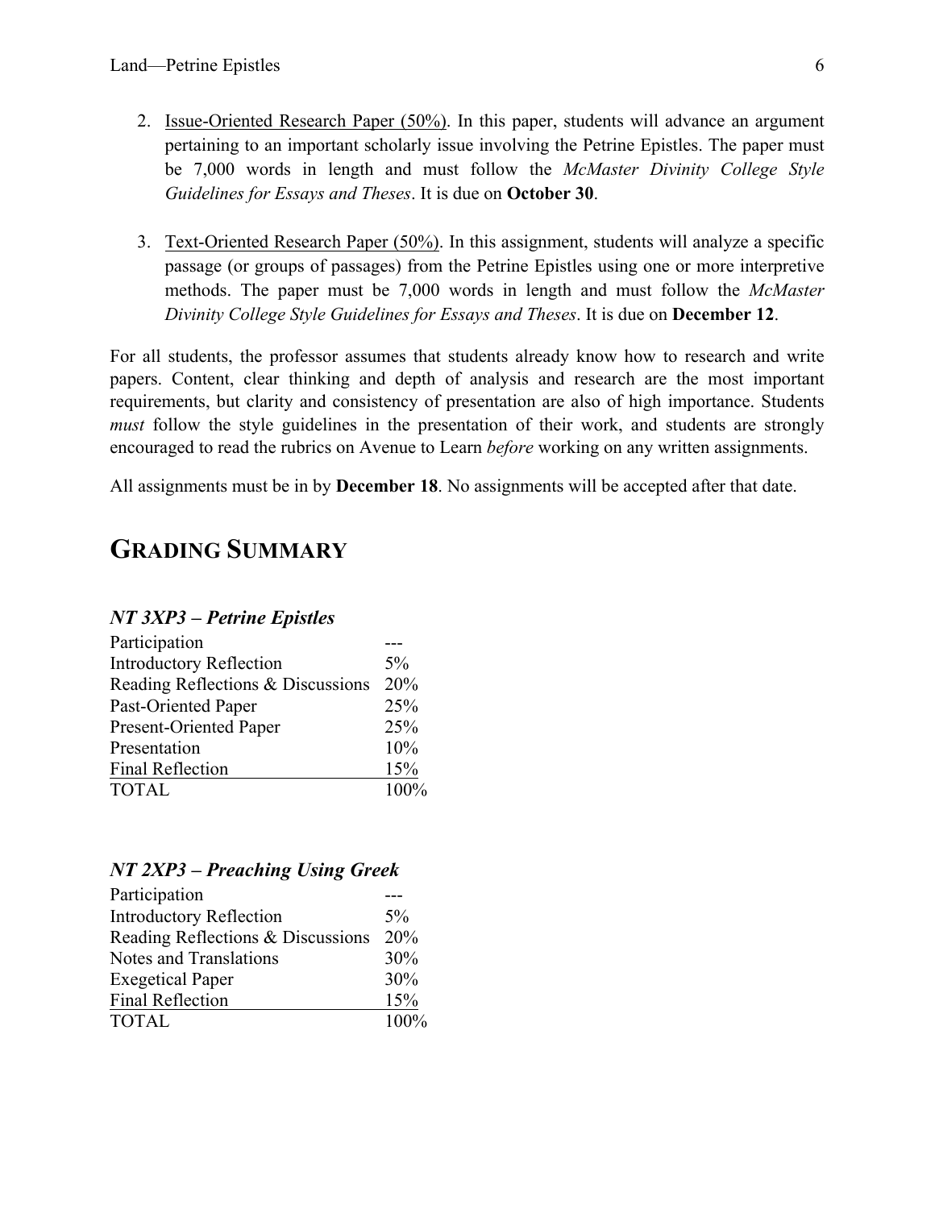2. <u>Issue-Oriented Research Paper (50%)</u>. In this paper, students will advance an argument pertaining to an important scholarly issue involving the Petrine Epistles. The paper must be 7,000 words in length and must follow the *McMaster Divinity College Style Guidelines for Essays and Theses*. It is due on **October 30**.

3. <u>Text-Oriented Research Paper (50%)</u>. In this assignment, students will analyze a specific passage (or groups of passages) from the Petrine Epistles using one or more interpretive methods. The paper must be 7,000 words in length and must follow the *McMaster Divinity College Style Guidelines for Essays and Theses*. It is due on **December 12**.

For all students, the professor assumes that students already know how to research and write papers. Content, clear thinking and depth of analysis and research are the most important requirements, but clarity and consistency of presentation are also of high importance. Students *must* follow the style guidelines in the presentation of their work, and students are strongly encouraged to read the rubrics on Avenue to Learn *before* working on any written assignments.

All assignments must be in by **December 18**. No assignments will be accepted after that date.

## GRADING SUMMARY

### *NT 3XP3 – Petrine Epistles*

| | |
|---|---|
| Participation | --- |
| Introductory Reflection | 5% |
| Reading Reflections & Discussions | 20% |
| Past-Oriented Paper | 25% |
| Present-Oriented Paper | 25% |
| Presentation | 10% |
| Final Reflection | 15% |
| TOTAL | 100% |

### *NT 2XP3 – Preaching Using Greek*

| | |
|---|---|
| Participation | --- |
| Introductory Reflection | 5% |
| Reading Reflections & Discussions | 20% |
| Notes and Translations | 30% |
| Exegetical Paper | 30% |
| Final Reflection | 15% |
| TOTAL | 100% |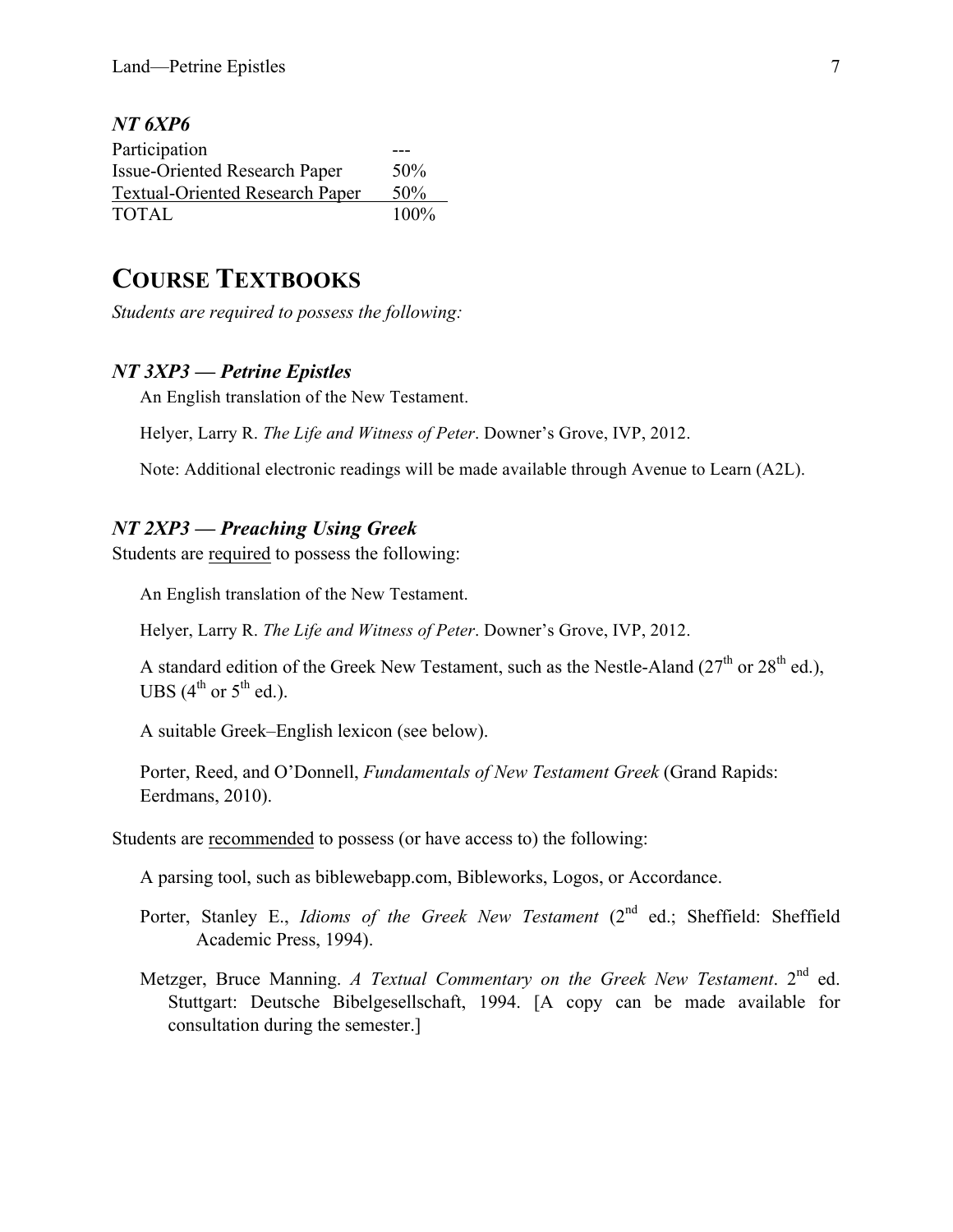### *NT 6XP6*

| | |
|---|---|
| Participation | --- |
| Issue-Oriented Research Paper | 50% |
| Textual-Oriented Research Paper | 50% |
| TOTAL | 100% |

## COURSE TEXTBOOKS

*Students are required to possess the following:*

### *NT 3XP3 — Petrine Epistles*

An English translation of the New Testament.

Helyer, Larry R. *The Life and Witness of Peter*. Downer's Grove, IVP, 2012.

Note: Additional electronic readings will be made available through Avenue to Learn (A2L).

### *NT 2XP3 — Preaching Using Greek*

Students are required to possess the following:

An English translation of the New Testament.

Helyer, Larry R. *The Life and Witness of Peter*. Downer's Grove, IVP, 2012.

A standard edition of the Greek New Testament, such as the Nestle-Aland (27th or 28th ed.), UBS (4th or 5th ed.).

A suitable Greek–English lexicon (see below).

Porter, Reed, and O'Donnell, *Fundamentals of New Testament Greek* (Grand Rapids: Eerdmans, 2010).

Students are recommended to possess (or have access to) the following:

A parsing tool, such as biblewebapp.com, Bibleworks, Logos, or Accordance.

Porter, Stanley E., *Idioms of the Greek New Testament* (2nd ed.; Sheffield: Sheffield Academic Press, 1994).

Metzger, Bruce Manning. *A Textual Commentary on the Greek New Testament*. 2nd ed. Stuttgart: Deutsche Bibelgesellschaft, 1994. [A copy can be made available for consultation during the semester.]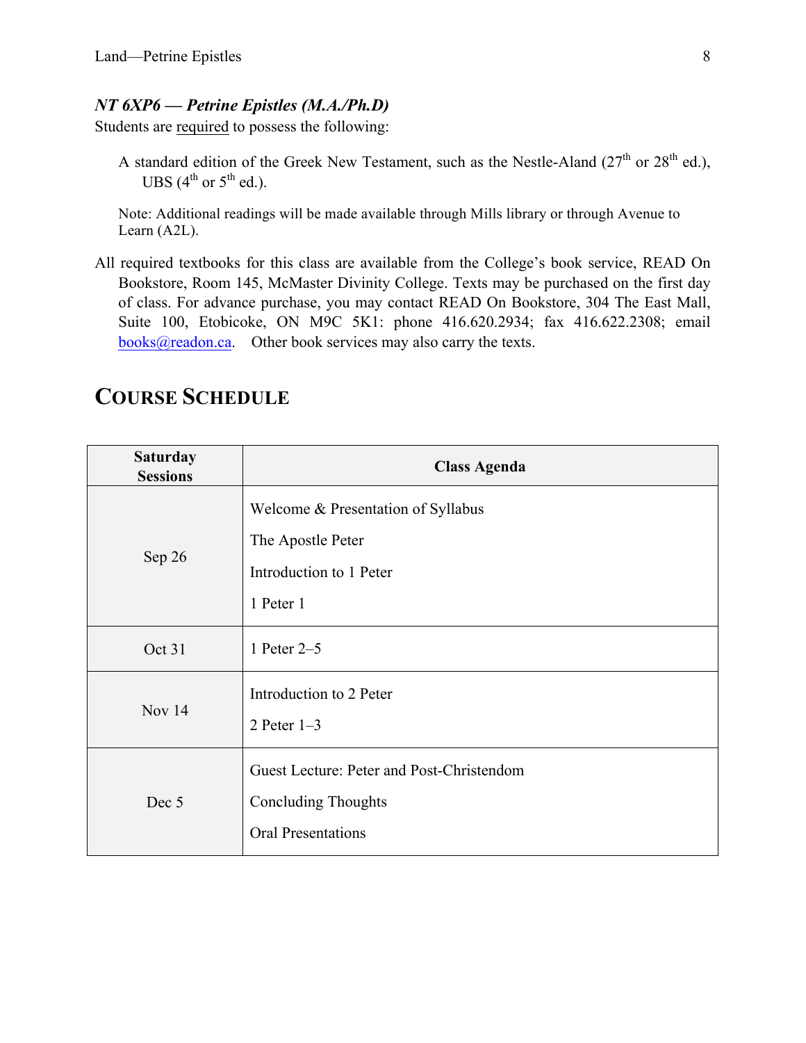***NT 6XP6 — Petrine Epistles (M.A./Ph.D)***

Students are <u>required</u> to possess the following:

> A standard edition of the Greek New Testament, such as the Nestle-Aland (27th or 28th ed.), UBS (4th or 5th ed.).
>
> Note: Additional readings will be made available through Mills library or through Avenue to Learn (A2L).

All required textbooks for this class are available from the College's book service, READ On Bookstore, Room 145, McMaster Divinity College. Texts may be purchased on the first day of class. For advance purchase, you may contact READ On Bookstore, 304 The East Mall, Suite 100, Etobicoke, ON M9C 5K1: phone 416.620.2934; fax 416.622.2308; email books@readon.ca. Other book services may also carry the texts.

## COURSE SCHEDULE

| Saturday Sessions | Class Agenda |
|---|---|
| Sep 26 | Welcome & Presentation of Syllabus<br>The Apostle Peter<br>Introduction to 1 Peter<br>1 Peter 1 |
| Oct 31 | 1 Peter 2–5 |
| Nov 14 | Introduction to 2 Peter<br>2 Peter 1–3 |
| Dec 5 | Guest Lecture: Peter and Post-Christendom<br>Concluding Thoughts<br>Oral Presentations |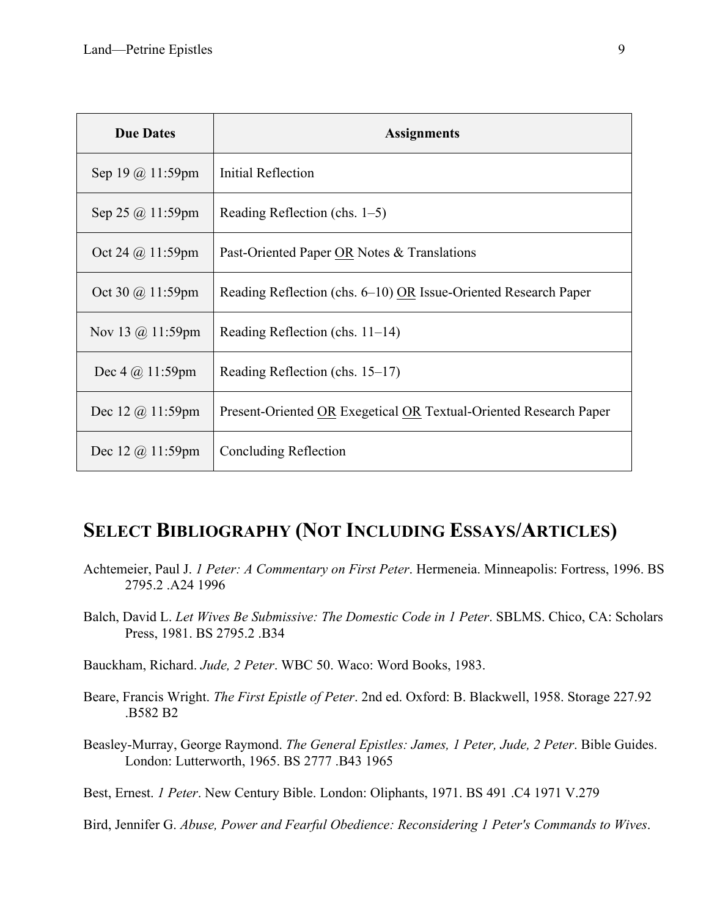| Due Dates | Assignments |
|---|---|
| Sep 19 @ 11:59pm | Initial Reflection |
| Sep 25 @ 11:59pm | Reading Reflection (chs. 1–5) |
| Oct 24 @ 11:59pm | Past-Oriented Paper OR Notes & Translations |
| Oct 30 @ 11:59pm | Reading Reflection (chs. 6–10) OR Issue-Oriented Research Paper |
| Nov 13 @ 11:59pm | Reading Reflection (chs. 11–14) |
| Dec 4 @ 11:59pm | Reading Reflection (chs. 15–17) |
| Dec 12 @ 11:59pm | Present-Oriented OR Exegetical OR Textual-Oriented Research Paper |
| Dec 12 @ 11:59pm | Concluding Reflection |

## Select Bibliography (Not Including Essays/Articles)

Achtemeier, Paul J. *1 Peter: A Commentary on First Peter*. Hermeneia. Minneapolis: Fortress, 1996. BS 2795.2 .A24 1996

Balch, David L. *Let Wives Be Submissive: The Domestic Code in 1 Peter*. SBLMS. Chico, CA: Scholars Press, 1981. BS 2795.2 .B34

Bauckham, Richard. *Jude, 2 Peter*. WBC 50. Waco: Word Books, 1983.

Beare, Francis Wright. *The First Epistle of Peter*. 2nd ed. Oxford: B. Blackwell, 1958. Storage 227.92 .B582 B2

Beasley-Murray, George Raymond. *The General Epistles: James, 1 Peter, Jude, 2 Peter*. Bible Guides. London: Lutterworth, 1965. BS 2777 .B43 1965

Best, Ernest. *1 Peter*. New Century Bible. London: Oliphants, 1971. BS 491 .C4 1971 V.279

Bird, Jennifer G. *Abuse, Power and Fearful Obedience: Reconsidering 1 Peter's Commands to Wives*.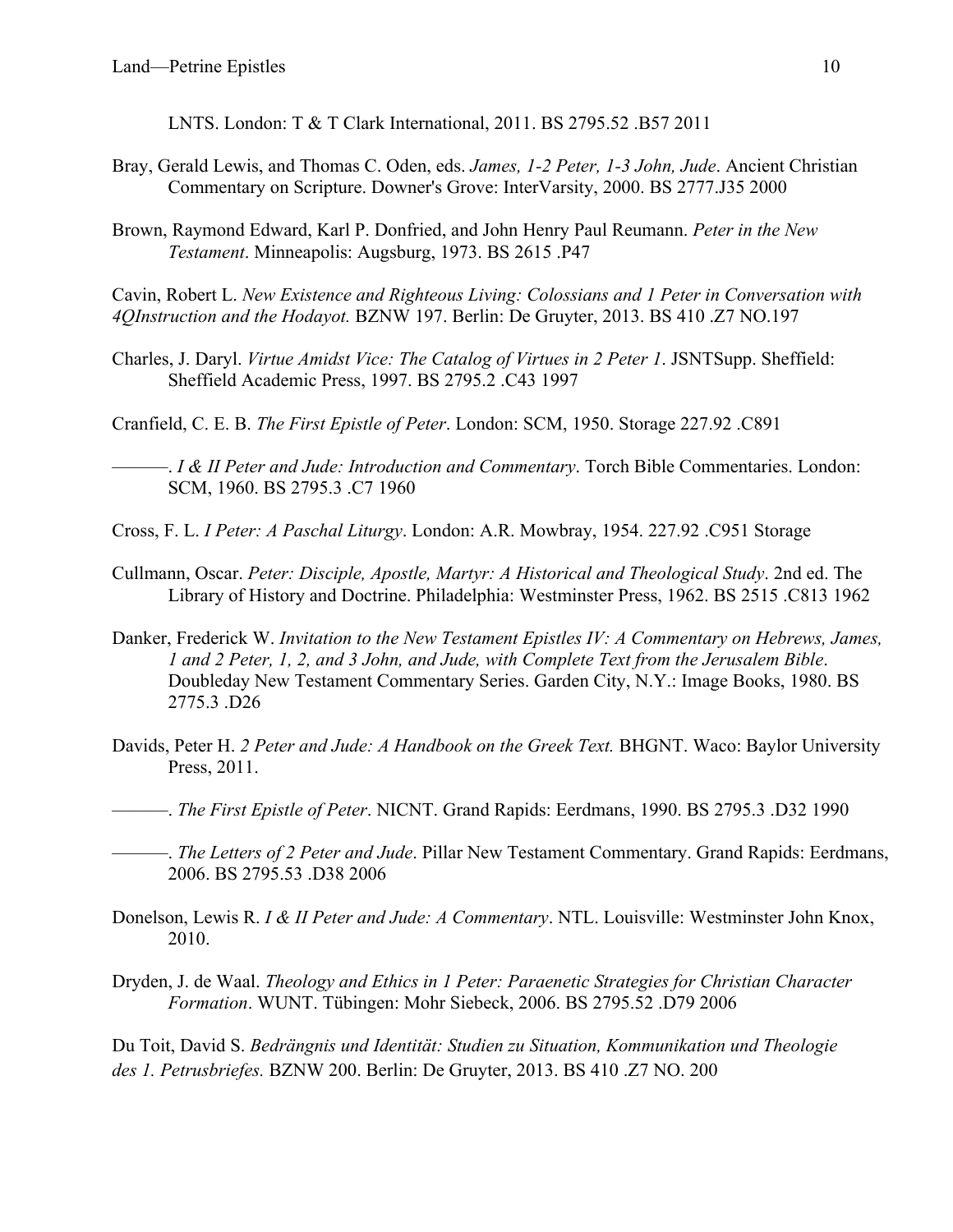LNTS. London: T & T Clark International, 2011. BS 2795.52 .B57 2011

Bray, Gerald Lewis, and Thomas C. Oden, eds. *James, 1-2 Peter, 1-3 John, Jude*. Ancient Christian Commentary on Scripture. Downer's Grove: InterVarsity, 2000. BS 2777.J35 2000

Brown, Raymond Edward, Karl P. Donfried, and John Henry Paul Reumann. *Peter in the New Testament*. Minneapolis: Augsburg, 1973. BS 2615 .P47

Cavin, Robert L. *New Existence and Righteous Living: Colossians and 1 Peter in Conversation with 4QInstruction and the Hodayot.* BZNW 197. Berlin: De Gruyter, 2013. BS 410 .Z7 NO.197

Charles, J. Daryl. *Virtue Amidst Vice: The Catalog of Virtues in 2 Peter 1*. JSNTSupp. Sheffield: Sheffield Academic Press, 1997. BS 2795.2 .C43 1997

Cranfield, C. E. B. *The First Epistle of Peter*. London: SCM, 1950. Storage 227.92 .C891

———. *I & II Peter and Jude: Introduction and Commentary*. Torch Bible Commentaries. London: SCM, 1960. BS 2795.3 .C7 1960

Cross, F. L. *I Peter: A Paschal Liturgy*. London: A.R. Mowbray, 1954. 227.92 .C951 Storage

Cullmann, Oscar. *Peter: Disciple, Apostle, Martyr: A Historical and Theological Study*. 2nd ed. The Library of History and Doctrine. Philadelphia: Westminster Press, 1962. BS 2515 .C813 1962

Danker, Frederick W. *Invitation to the New Testament Epistles IV: A Commentary on Hebrews, James, 1 and 2 Peter, 1, 2, and 3 John, and Jude, with Complete Text from the Jerusalem Bible*. Doubleday New Testament Commentary Series. Garden City, N.Y.: Image Books, 1980. BS 2775.3 .D26

Davids, Peter H. *2 Peter and Jude: A Handbook on the Greek Text.* BHGNT. Waco: Baylor University Press, 2011.

———. *The First Epistle of Peter*. NICNT. Grand Rapids: Eerdmans, 1990. BS 2795.3 .D32 1990

———. *The Letters of 2 Peter and Jude*. Pillar New Testament Commentary. Grand Rapids: Eerdmans, 2006. BS 2795.53 .D38 2006

Donelson, Lewis R. *I & II Peter and Jude: A Commentary*. NTL. Louisville: Westminster John Knox, 2010.

Dryden, J. de Waal. *Theology and Ethics in 1 Peter: Paraenetic Strategies for Christian Character Formation*. WUNT. Tübingen: Mohr Siebeck, 2006. BS 2795.52 .D79 2006

Du Toit, David S. *Bedrängnis und Identität: Studien zu Situation, Kommunikation und Theologie des 1. Petrusbriefes.* BZNW 200. Berlin: De Gruyter, 2013. BS 410 .Z7 NO. 200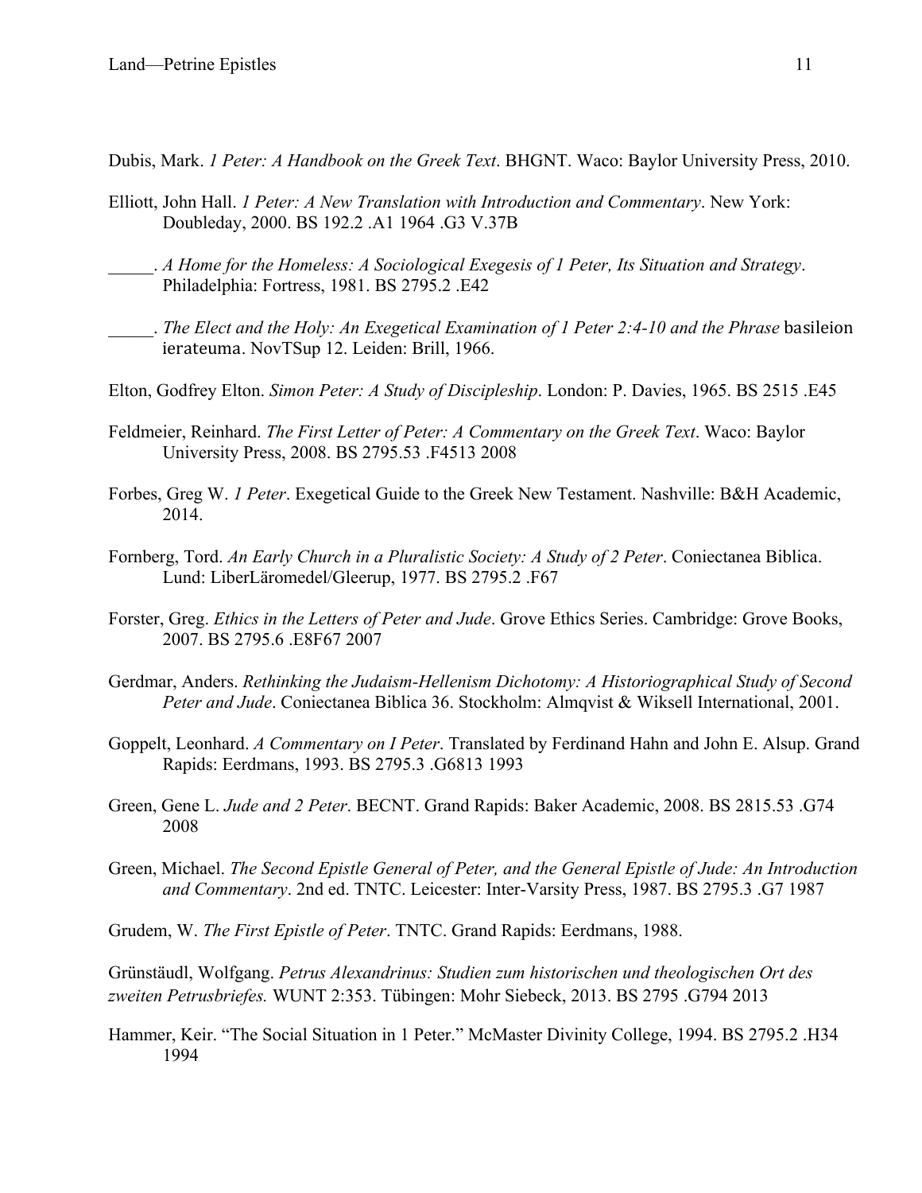Dubis, Mark. *1 Peter: A Handbook on the Greek Text*. BHGNT. Waco: Baylor University Press, 2010.

Elliott, John Hall. *1 Peter: A New Translation with Introduction and Commentary*. New York: Doubleday, 2000. BS 192.2 .A1 1964 .G3 V.37B

_____. *A Home for the Homeless: A Sociological Exegesis of 1 Peter, Its Situation and Strategy*. Philadelphia: Fortress, 1981. BS 2795.2 .E42

_____. *The Elect and the Holy: An Exegetical Examination of 1 Peter 2:4-10 and the Phrase* basileion ierateuma. NovTSup 12. Leiden: Brill, 1966.

Elton, Godfrey Elton. *Simon Peter: A Study of Discipleship*. London: P. Davies, 1965. BS 2515 .E45

Feldmeier, Reinhard. *The First Letter of Peter: A Commentary on the Greek Text*. Waco: Baylor University Press, 2008. BS 2795.53 .F4513 2008

Forbes, Greg W. *1 Peter*. Exegetical Guide to the Greek New Testament. Nashville: B&H Academic, 2014.

Fornberg, Tord. *An Early Church in a Pluralistic Society: A Study of 2 Peter*. Coniectanea Biblica. Lund: LiberLäromedel/Gleerup, 1977. BS 2795.2 .F67

Forster, Greg. *Ethics in the Letters of Peter and Jude*. Grove Ethics Series. Cambridge: Grove Books, 2007. BS 2795.6 .E8F67 2007

Gerdmar, Anders. *Rethinking the Judaism-Hellenism Dichotomy: A Historiographical Study of Second Peter and Jude*. Coniectanea Biblica 36. Stockholm: Almqvist & Wiksell International, 2001.

Goppelt, Leonhard. *A Commentary on I Peter*. Translated by Ferdinand Hahn and John E. Alsup. Grand Rapids: Eerdmans, 1993. BS 2795.3 .G6813 1993

Green, Gene L. *Jude and 2 Peter*. BECNT. Grand Rapids: Baker Academic, 2008. BS 2815.53 .G74 2008

Green, Michael. *The Second Epistle General of Peter, and the General Epistle of Jude: An Introduction and Commentary*. 2nd ed. TNTC. Leicester: Inter-Varsity Press, 1987. BS 2795.3 .G7 1987

Grudem, W. *The First Epistle of Peter*. TNTC. Grand Rapids: Eerdmans, 1988.

Grünstäudl, Wolfgang. *Petrus Alexandrinus: Studien zum historischen und theologischen Ort des zweiten Petrusbriefes.* WUNT 2:353. Tübingen: Mohr Siebeck, 2013. BS 2795 .G794 2013

Hammer, Keir. "The Social Situation in 1 Peter." McMaster Divinity College, 1994. BS 2795.2 .H34 1994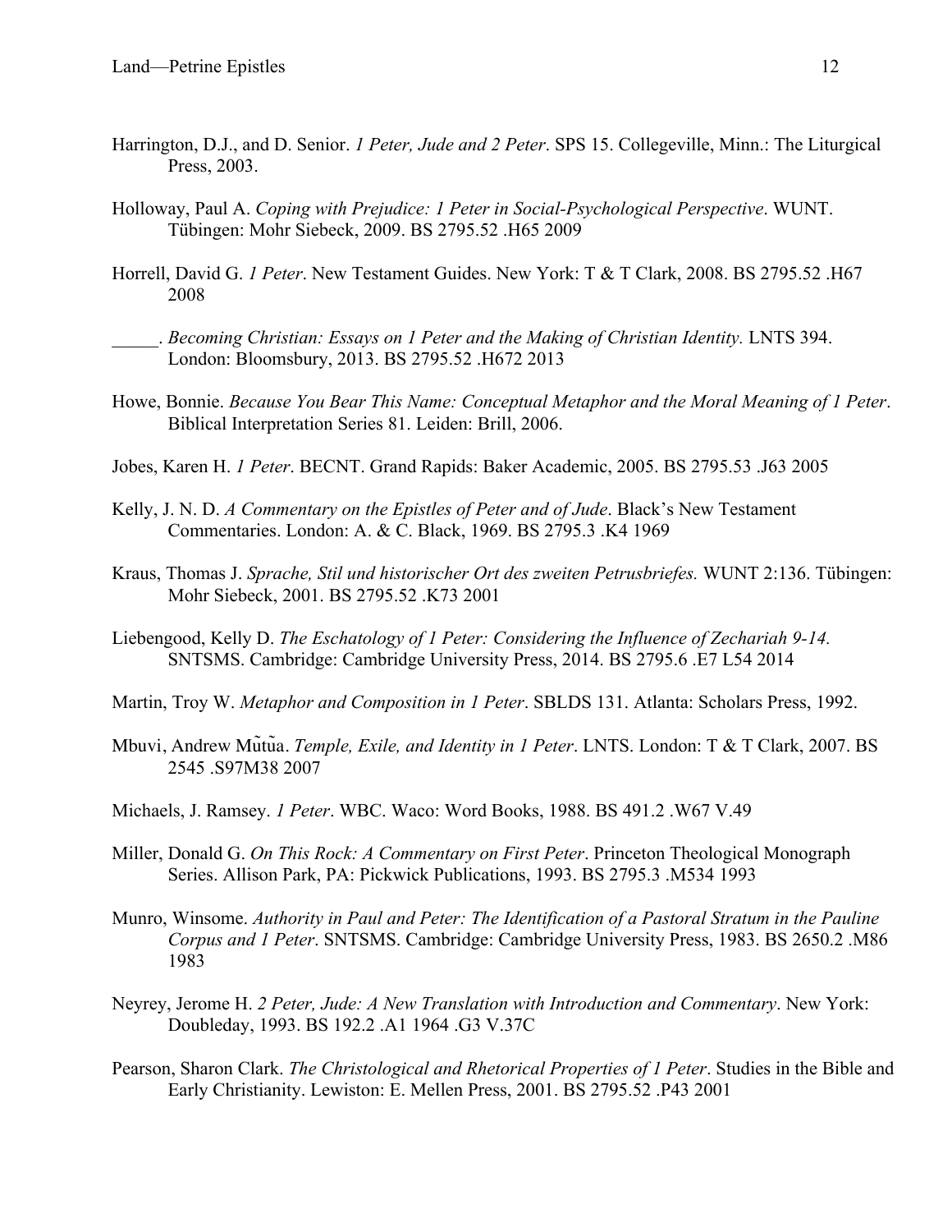Harrington, D.J., and D. Senior. *1 Peter, Jude and 2 Peter*. SPS 15. Collegeville, Minn.: The Liturgical Press, 2003.

Holloway, Paul A. *Coping with Prejudice: 1 Peter in Social-Psychological Perspective*. WUNT. Tübingen: Mohr Siebeck, 2009. BS 2795.52 .H65 2009

Horrell, David G. *1 Peter*. New Testament Guides. New York: T & T Clark, 2008. BS 2795.52 .H67 2008

_____. *Becoming Christian: Essays on 1 Peter and the Making of Christian Identity.* LNTS 394. London: Bloomsbury, 2013. BS 2795.52 .H672 2013

Howe, Bonnie. *Because You Bear This Name: Conceptual Metaphor and the Moral Meaning of 1 Peter*. Biblical Interpretation Series 81. Leiden: Brill, 2006.

Jobes, Karen H. *1 Peter*. BECNT. Grand Rapids: Baker Academic, 2005. BS 2795.53 .J63 2005

Kelly, J. N. D. *A Commentary on the Epistles of Peter and of Jude*. Black's New Testament Commentaries. London: A. & C. Black, 1969. BS 2795.3 .K4 1969

Kraus, Thomas J. *Sprache, Stil und historischer Ort des zweiten Petrusbriefes.* WUNT 2:136. Tübingen: Mohr Siebeck, 2001. BS 2795.52 .K73 2001

Liebengood, Kelly D. *The Eschatology of 1 Peter: Considering the Influence of Zechariah 9-14.* SNTSMS. Cambridge: Cambridge University Press, 2014. BS 2795.6 .E7 L54 2014

Martin, Troy W. *Metaphor and Composition in 1 Peter*. SBLDS 131. Atlanta: Scholars Press, 1992.

Mbuvi, Andrew Mũtũa. *Temple, Exile, and Identity in 1 Peter*. LNTS. London: T & T Clark, 2007. BS 2545 .S97M38 2007

Michaels, J. Ramsey. *1 Peter*. WBC. Waco: Word Books, 1988. BS 491.2 .W67 V.49

Miller, Donald G. *On This Rock: A Commentary on First Peter*. Princeton Theological Monograph Series. Allison Park, PA: Pickwick Publications, 1993. BS 2795.3 .M534 1993

Munro, Winsome. *Authority in Paul and Peter: The Identification of a Pastoral Stratum in the Pauline Corpus and 1 Peter*. SNTSMS. Cambridge: Cambridge University Press, 1983. BS 2650.2 .M86 1983

Neyrey, Jerome H. *2 Peter, Jude: A New Translation with Introduction and Commentary*. New York: Doubleday, 1993. BS 192.2 .A1 1964 .G3 V.37C

Pearson, Sharon Clark. *The Christological and Rhetorical Properties of 1 Peter*. Studies in the Bible and Early Christianity. Lewiston: E. Mellen Press, 2001. BS 2795.52 .P43 2001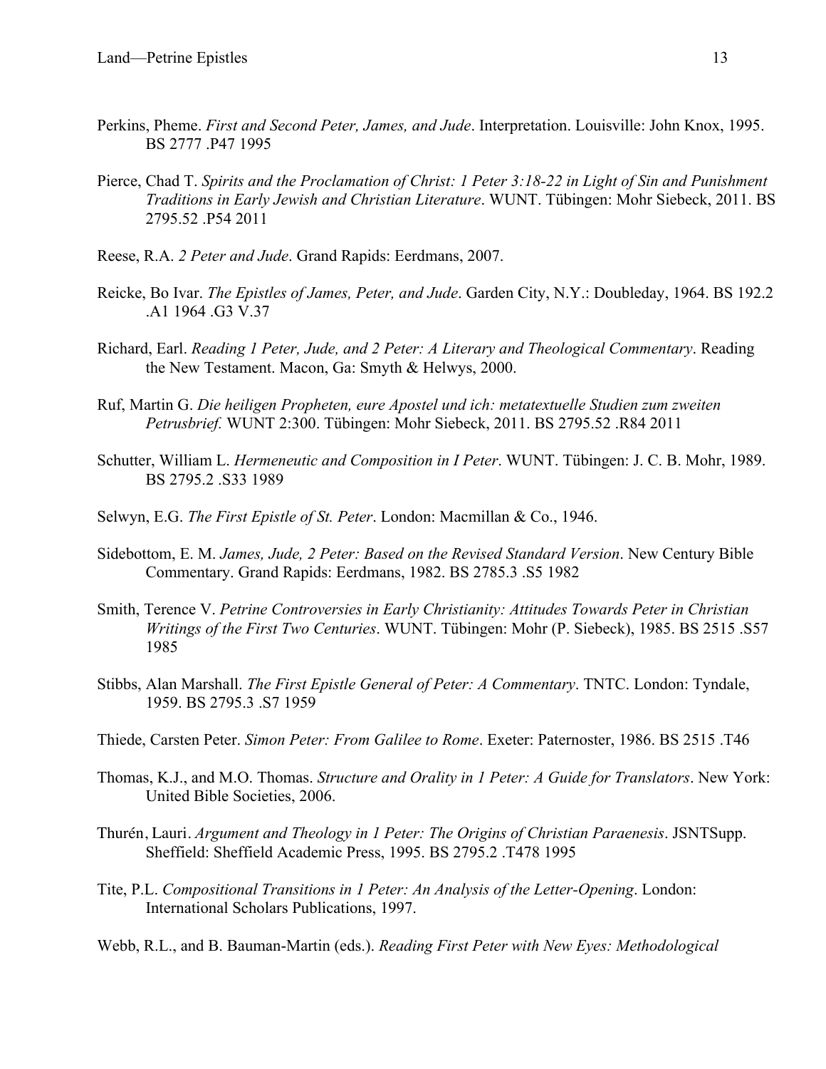Perkins, Pheme. *First and Second Peter, James, and Jude*. Interpretation. Louisville: John Knox, 1995. BS 2777 .P47 1995

Pierce, Chad T. *Spirits and the Proclamation of Christ: 1 Peter 3:18-22 in Light of Sin and Punishment Traditions in Early Jewish and Christian Literature*. WUNT. Tübingen: Mohr Siebeck, 2011. BS 2795.52 .P54 2011

Reese, R.A. *2 Peter and Jude*. Grand Rapids: Eerdmans, 2007.

Reicke, Bo Ivar. *The Epistles of James, Peter, and Jude*. Garden City, N.Y.: Doubleday, 1964. BS 192.2 .A1 1964 .G3 V.37

Richard, Earl. *Reading 1 Peter, Jude, and 2 Peter: A Literary and Theological Commentary*. Reading the New Testament. Macon, Ga: Smyth & Helwys, 2000.

Ruf, Martin G. *Die heiligen Propheten, eure Apostel und ich: metatextuelle Studien zum zweiten Petrusbrief.* WUNT 2:300. Tübingen: Mohr Siebeck, 2011. BS 2795.52 .R84 2011

Schutter, William L. *Hermeneutic and Composition in I Peter*. WUNT. Tübingen: J. C. B. Mohr, 1989. BS 2795.2 .S33 1989

Selwyn, E.G. *The First Epistle of St. Peter*. London: Macmillan & Co., 1946.

Sidebottom, E. M. *James, Jude, 2 Peter: Based on the Revised Standard Version*. New Century Bible Commentary. Grand Rapids: Eerdmans, 1982. BS 2785.3 .S5 1982

Smith, Terence V. *Petrine Controversies in Early Christianity: Attitudes Towards Peter in Christian Writings of the First Two Centuries*. WUNT. Tübingen: Mohr (P. Siebeck), 1985. BS 2515 .S57 1985

Stibbs, Alan Marshall. *The First Epistle General of Peter: A Commentary*. TNTC. London: Tyndale, 1959. BS 2795.3 .S7 1959

Thiede, Carsten Peter. *Simon Peter: From Galilee to Rome*. Exeter: Paternoster, 1986. BS 2515 .T46

Thomas, K.J., and M.O. Thomas. *Structure and Orality in 1 Peter: A Guide for Translators*. New York: United Bible Societies, 2006.

Thurén, Lauri. *Argument and Theology in 1 Peter: The Origins of Christian Paraenesis*. JSNTSupp. Sheffield: Sheffield Academic Press, 1995. BS 2795.2 .T478 1995

Tite, P.L. *Compositional Transitions in 1 Peter: An Analysis of the Letter-Opening*. London: International Scholars Publications, 1997.

Webb, R.L., and B. Bauman-Martin (eds.). *Reading First Peter with New Eyes: Methodological*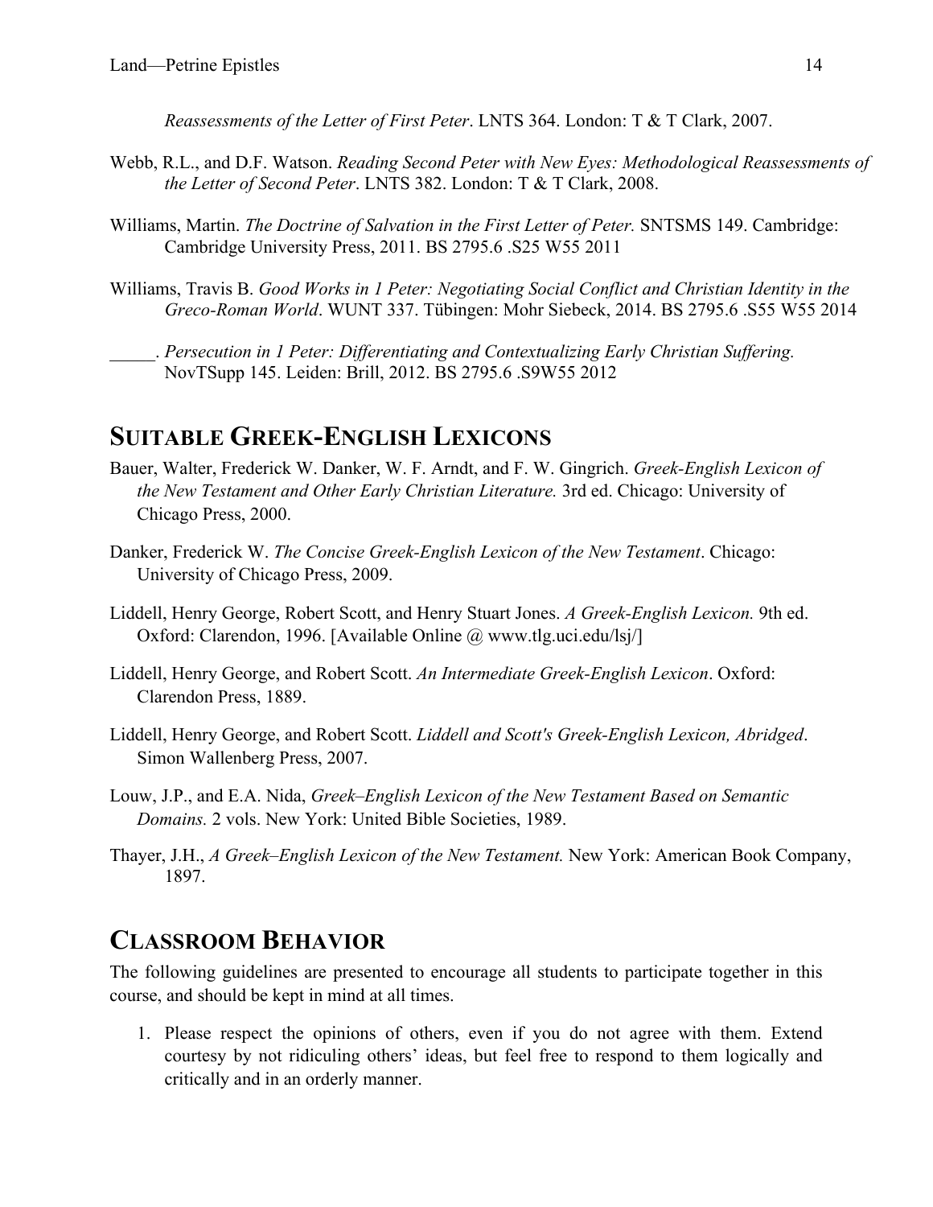*Reassessments of the Letter of First Peter*. LNTS 364. London: T & T Clark, 2007.

Webb, R.L., and D.F. Watson. *Reading Second Peter with New Eyes: Methodological Reassessments of the Letter of Second Peter*. LNTS 382. London: T & T Clark, 2008.

Williams, Martin. *The Doctrine of Salvation in the First Letter of Peter.* SNTSMS 149. Cambridge: Cambridge University Press, 2011. BS 2795.6 .S25 W55 2011

Williams, Travis B. *Good Works in 1 Peter: Negotiating Social Conflict and Christian Identity in the Greco-Roman World*. WUNT 337. Tübingen: Mohr Siebeck, 2014. BS 2795.6 .S55 W55 2014

_____. *Persecution in 1 Peter: Differentiating and Contextualizing Early Christian Suffering.* NovTSupp 145. Leiden: Brill, 2012. BS 2795.6 .S9W55 2012

## SUITABLE GREEK-ENGLISH LEXICONS

Bauer, Walter, Frederick W. Danker, W. F. Arndt, and F. W. Gingrich. *Greek-English Lexicon of the New Testament and Other Early Christian Literature.* 3rd ed. Chicago: University of Chicago Press, 2000.

Danker, Frederick W. *The Concise Greek-English Lexicon of the New Testament*. Chicago: University of Chicago Press, 2009.

Liddell, Henry George, Robert Scott, and Henry Stuart Jones. *A Greek-English Lexicon.* 9th ed. Oxford: Clarendon, 1996. [Available Online @ www.tlg.uci.edu/lsj/]

Liddell, Henry George, and Robert Scott. *An Intermediate Greek-English Lexicon*. Oxford: Clarendon Press, 1889.

Liddell, Henry George, and Robert Scott. *Liddell and Scott's Greek-English Lexicon, Abridged*. Simon Wallenberg Press, 2007.

Louw, J.P., and E.A. Nida, *Greek–English Lexicon of the New Testament Based on Semantic Domains.* 2 vols. New York: United Bible Societies, 1989.

Thayer, J.H., *A Greek–English Lexicon of the New Testament.* New York: American Book Company, 1897.

## CLASSROOM BEHAVIOR

The following guidelines are presented to encourage all students to participate together in this course, and should be kept in mind at all times.

1. Please respect the opinions of others, even if you do not agree with them. Extend courtesy by not ridiculing others' ideas, but feel free to respond to them logically and critically and in an orderly manner.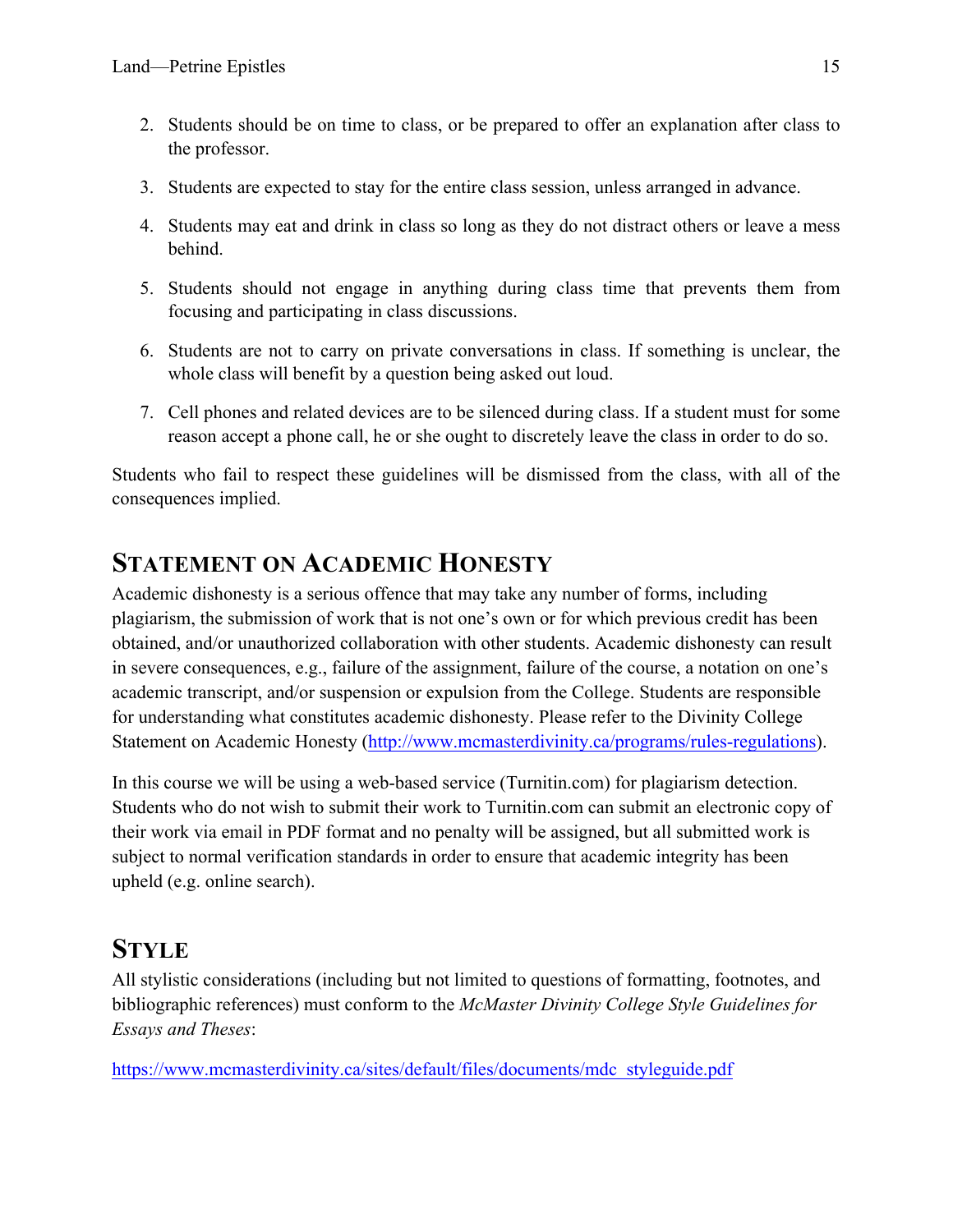2. Students should be on time to class, or be prepared to offer an explanation after class to the professor.

3. Students are expected to stay for the entire class session, unless arranged in advance.

4. Students may eat and drink in class so long as they do not distract others or leave a mess behind.

5. Students should not engage in anything during class time that prevents them from focusing and participating in class discussions.

6. Students are not to carry on private conversations in class. If something is unclear, the whole class will benefit by a question being asked out loud.

7. Cell phones and related devices are to be silenced during class. If a student must for some reason accept a phone call, he or she ought to discretely leave the class in order to do so.

Students who fail to respect these guidelines will be dismissed from the class, with all of the consequences implied.

## STATEMENT ON ACADEMIC HONESTY

Academic dishonesty is a serious offence that may take any number of forms, including plagiarism, the submission of work that is not one's own or for which previous credit has been obtained, and/or unauthorized collaboration with other students. Academic dishonesty can result in severe consequences, e.g., failure of the assignment, failure of the course, a notation on one's academic transcript, and/or suspension or expulsion from the College. Students are responsible for understanding what constitutes academic dishonesty. Please refer to the Divinity College Statement on Academic Honesty (http://www.mcmasterdivinity.ca/programs/rules-regulations).

In this course we will be using a web-based service (Turnitin.com) for plagiarism detection. Students who do not wish to submit their work to Turnitin.com can submit an electronic copy of their work via email in PDF format and no penalty will be assigned, but all submitted work is subject to normal verification standards in order to ensure that academic integrity has been upheld (e.g. online search).

## STYLE

All stylistic considerations (including but not limited to questions of formatting, footnotes, and bibliographic references) must conform to the *McMaster Divinity College Style Guidelines for Essays and Theses*:

https://www.mcmasterdivinity.ca/sites/default/files/documents/mdc_styleguide.pdf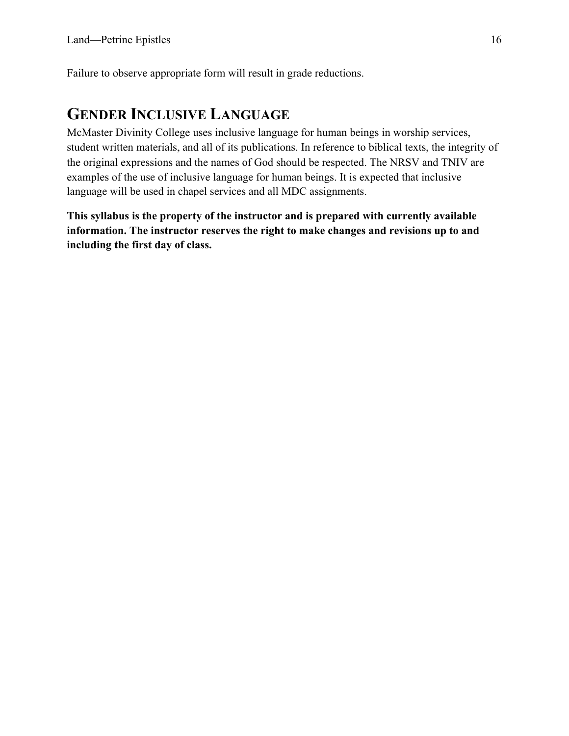Failure to observe appropriate form will result in grade reductions.

## Gender Inclusive Language

McMaster Divinity College uses inclusive language for human beings in worship services, student written materials, and all of its publications. In reference to biblical texts, the integrity of the original expressions and the names of God should be respected. The NRSV and TNIV are examples of the use of inclusive language for human beings. It is expected that inclusive language will be used in chapel services and all MDC assignments.

**This syllabus is the property of the instructor and is prepared with currently available information. The instructor reserves the right to make changes and revisions up to and including the first day of class.**